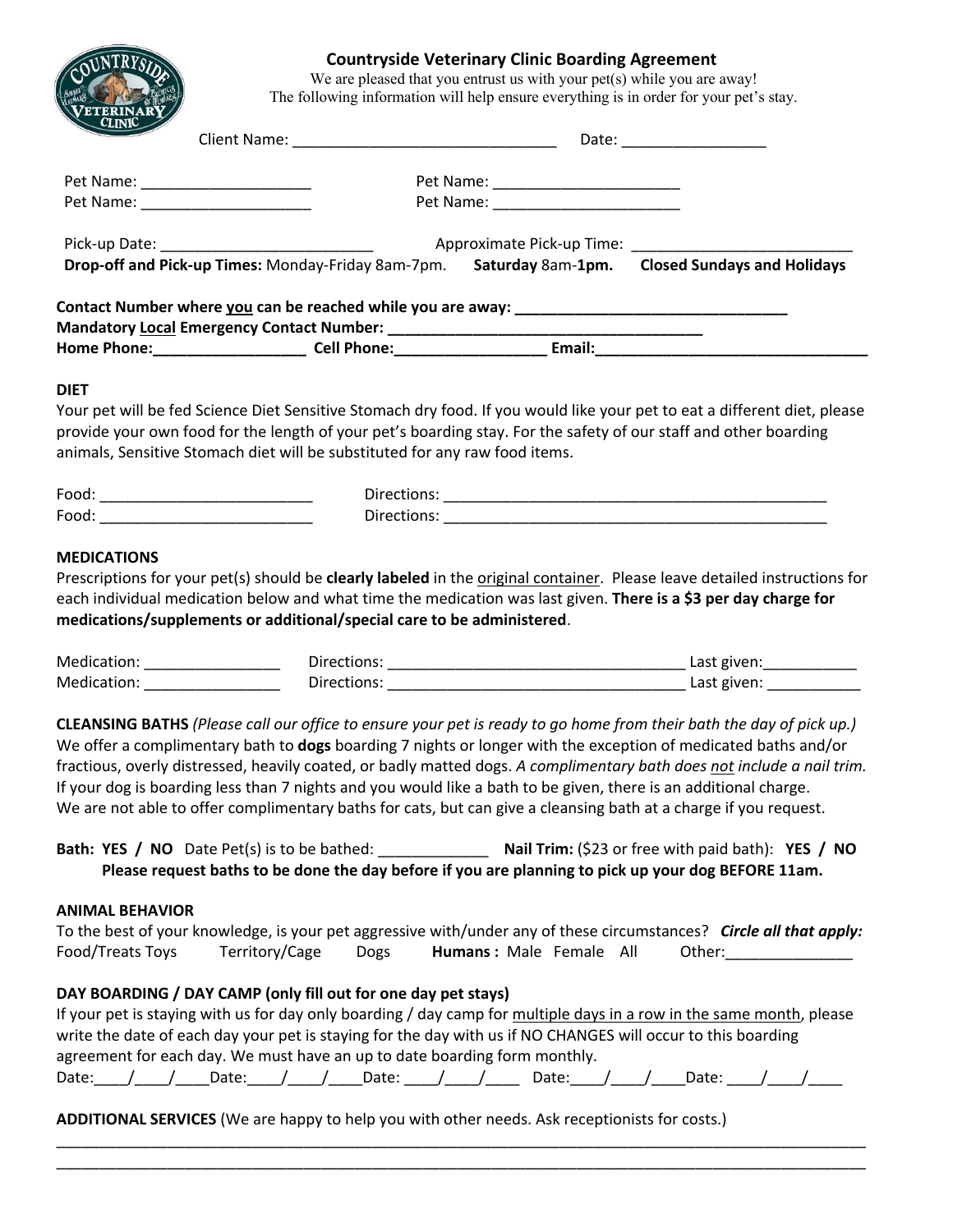# Countryside Veterinary Clinic Boarding Agreement

We are pleased that you entrust us with your pet(s) while you are away!
The following information will help ensure everything is in order for your pet's stay.

Client Name: _______________________________ Date: _________________

Pet Name: ____________________ Pet Name: ______________________
Pet Name: ____________________ Pet Name: ______________________

Pick-up Date: _________________________ Approximate Pick-up Time: _________________________

**Drop-off and Pick-up Times:** Monday-Friday 8am-7pm. **Saturday** 8am-**1pm.** **Closed Sundays and Holidays**

**Contact Number where you can be reached while you are away: _______________________________**
**Mandatory Local Emergency Contact Number: _____________________________________**
**Home Phone:_________________ Cell Phone:_________________ Email:________________________________**

## DIET

Your pet will be fed Science Diet Sensitive Stomach dry food. If you would like your pet to eat a different diet, please provide your own food for the length of your pet's boarding stay. For the safety of our staff and other boarding animals, Sensitive Stomach diet will be substituted for any raw food items.

Food: _________________________ Directions: _______________________________________________
Food: _________________________ Directions: _______________________________________________

## MEDICATIONS

Prescriptions for your pet(s) should be **clearly labeled** in the original container. Please leave detailed instructions for each individual medication below and what time the medication was last given. **There is a $3 per day charge for medications/supplements or additional/special care to be administered**.

Medication: ________________ Directions: ___________________________________ Last given:___________
Medication: ________________ Directions: ___________________________________ Last given: ___________

**CLEANSING BATHS** *(Please call our office to ensure your pet is ready to go home from their bath the day of pick up.)*
We offer a complimentary bath to **dogs** boarding 7 nights or longer with the exception of medicated baths and/or fractious, overly distressed, heavily coated, or badly matted dogs. *A complimentary bath does not include a nail trim.* If your dog is boarding less than 7 nights and you would like a bath to be given, there is an additional charge.
We are not able to offer complimentary baths for cats, but can give a cleansing bath at a charge if you request.

**Bath: YES / NO** Date Pet(s) is to be bathed: _____________ **Nail Trim:** ($23 or free with paid bath): **YES / NO**
**Please request baths to be done the day before if you are planning to pick up your dog BEFORE 11am.**

## ANIMAL BEHAVIOR

To the best of your knowledge, is your pet aggressive with/under any of these circumstances? ***Circle all that apply:***
Food/Treats Toys Territory/Cage Dogs **Humans :** Male Female All Other:_______________

## DAY BOARDING / DAY CAMP (only fill out for one day pet stays)

If your pet is staying with us for day only boarding / day camp for multiple days in a row in the same month, please write the date of each day your pet is staying for the day with us if NO CHANGES will occur to this boarding agreement for each day. We must have an up to date boarding form monthly.
Date:____/____/____Date:____/____/____Date: ____/____/____ Date:____/____/____Date: ____/____/____

**ADDITIONAL SERVICES** (We are happy to help you with other needs. Ask receptionists for costs.)

____________________________________________________________________________________________________
____________________________________________________________________________________________________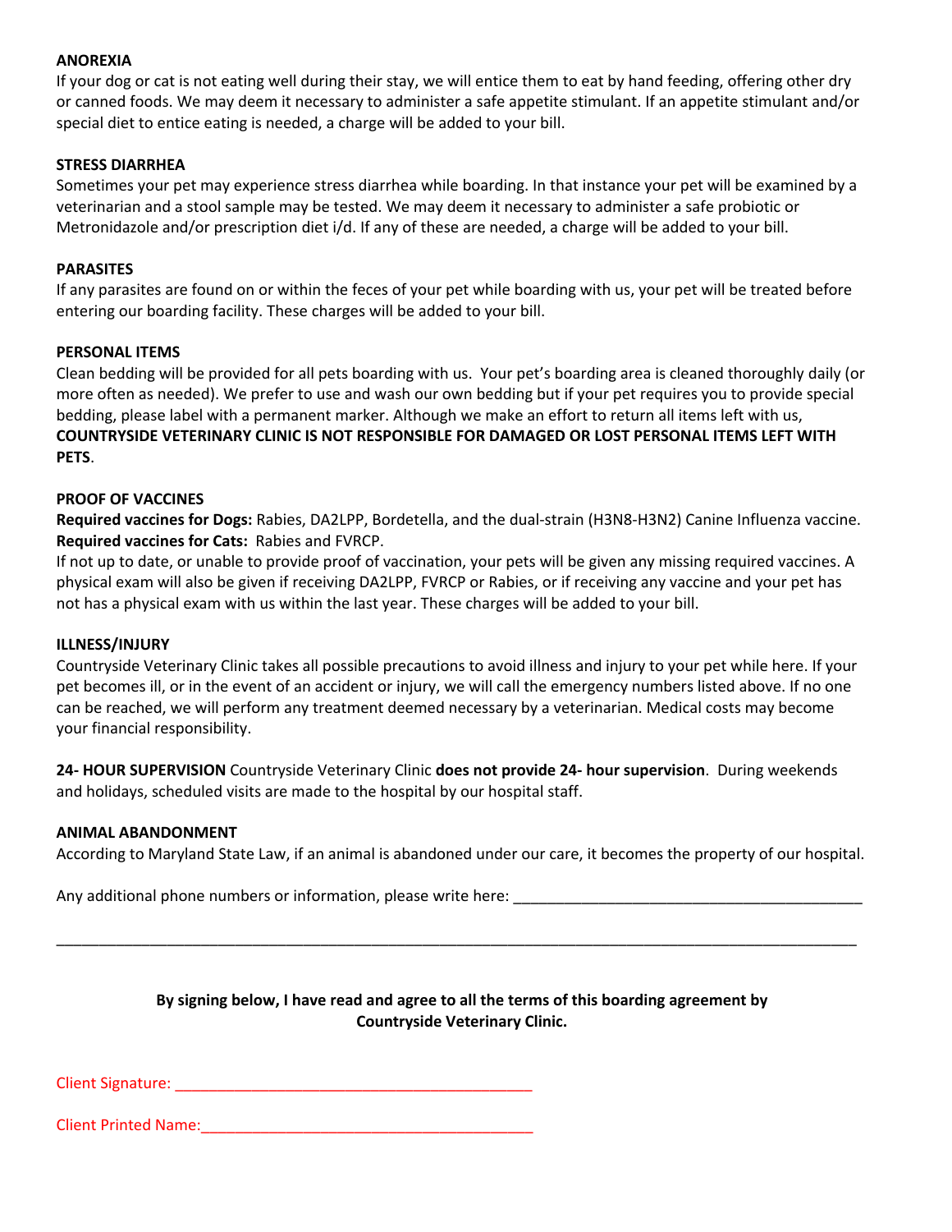**ANOREXIA**

If your dog or cat is not eating well during their stay, we will entice them to eat by hand feeding, offering other dry or canned foods. We may deem it necessary to administer a safe appetite stimulant. If an appetite stimulant and/or special diet to entice eating is needed, a charge will be added to your bill.

**STRESS DIARRHEA**

Sometimes your pet may experience stress diarrhea while boarding. In that instance your pet will be examined by a veterinarian and a stool sample may be tested. We may deem it necessary to administer a safe probiotic or Metronidazole and/or prescription diet i/d. If any of these are needed, a charge will be added to your bill.

**PARASITES**

If any parasites are found on or within the feces of your pet while boarding with us, your pet will be treated before entering our boarding facility. These charges will be added to your bill.

**PERSONAL ITEMS**

Clean bedding will be provided for all pets boarding with us. Your pet's boarding area is cleaned thoroughly daily (or more often as needed). We prefer to use and wash our own bedding but if your pet requires you to provide special bedding, please label with a permanent marker. Although we make an effort to return all items left with us, **COUNTRYSIDE VETERINARY CLINIC IS NOT RESPONSIBLE FOR DAMAGED OR LOST PERSONAL ITEMS LEFT WITH PETS**.

**PROOF OF VACCINES**

**Required vaccines for Dogs:** Rabies, DA2LPP, Bordetella, and the dual-strain (H3N8-H3N2) Canine Influenza vaccine.
**Required vaccines for Cats:** Rabies and FVRCP.
If not up to date, or unable to provide proof of vaccination, your pets will be given any missing required vaccines. A physical exam will also be given if receiving DA2LPP, FVRCP or Rabies, or if receiving any vaccine and your pet has not has a physical exam with us within the last year. These charges will be added to your bill.

**ILLNESS/INJURY**

Countryside Veterinary Clinic takes all possible precautions to avoid illness and injury to your pet while here. If your pet becomes ill, or in the event of an accident or injury, we will call the emergency numbers listed above. If no one can be reached, we will perform any treatment deemed necessary by a veterinarian. Medical costs may become your financial responsibility.

**24- HOUR SUPERVISION** Countryside Veterinary Clinic **does not provide 24- hour supervision**. During weekends and holidays, scheduled visits are made to the hospital by our hospital staff.

**ANIMAL ABANDONMENT**

According to Maryland State Law, if an animal is abandoned under our care, it becomes the property of our hospital.

Any additional phone numbers or information, please write here: ___________________________________________

_____________________________________________________________________________________________________

**By signing below, I have read and agree to all the terms of this boarding agreement by Countryside Veterinary Clinic.**

Client Signature: ____________________________________________

Client Printed Name:_________________________________________